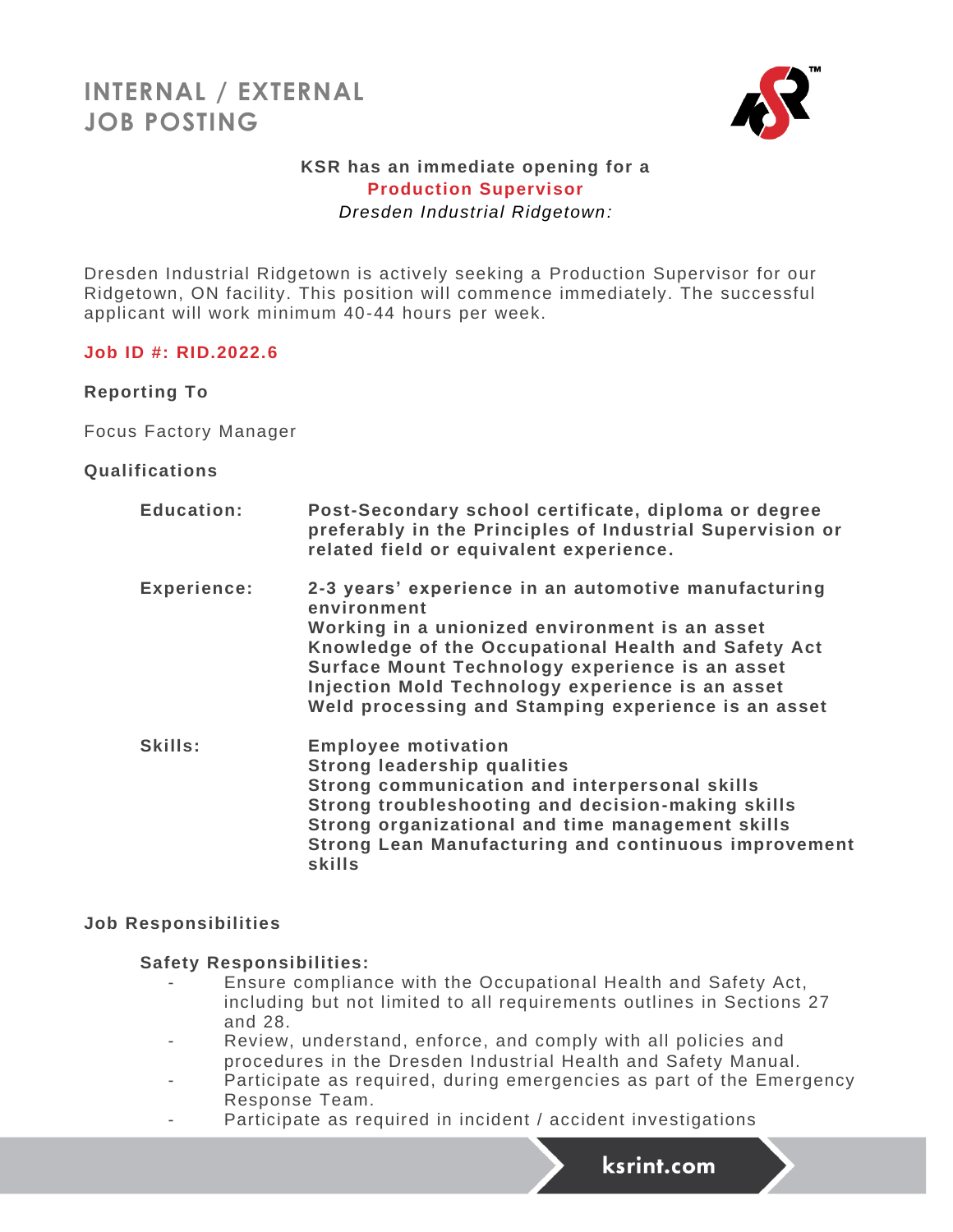# INTERNAL / EXTERNAL JOB POSTING

**KSR has an immediate opening for a**

**Production Supervisor**

*Dresden Industrial Ridgetown:*

Dresden Industrial Ridgetown is actively seeking a Production Supervisor for our Ridgetown, ON facility. This position will commence immediately. The successful applicant will work minimum 40-44 hours per week.

**Job ID #: RID.2022.6**

**Reporting To**

Focus Factory Manager

**Qualifications**

**Education:** **Post-Secondary school certificate, diploma or degree preferably in the Principles of Industrial Supervision or related field or equivalent experience.**

**Experience:**
**2-3 years' experience in an automotive manufacturing environment**
**Working in a unionized environment is an asset**
**Knowledge of the Occupational Health and Safety Act**
**Surface Mount Technology experience is an asset**
**Injection Mold Technology experience is an asset**
**Weld processing and Stamping experience is an asset**

**Skills:**
**Employee motivation**
**Strong leadership qualities**
**Strong communication and interpersonal skills**
**Strong troubleshooting and decision-making skills**
**Strong organizational and time management skills**
**Strong Lean Manufacturing and continuous improvement skills**

**Job Responsibilities**

**Safety Responsibilities:**

- Ensure compliance with the Occupational Health and Safety Act, including but not limited to all requirements outlines in Sections 27 and 28.
- Review, understand, enforce, and comply with all policies and procedures in the Dresden Industrial Health and Safety Manual.
- Participate as required, during emergencies as part of the Emergency Response Team.
- Participate as required in incident / accident investigations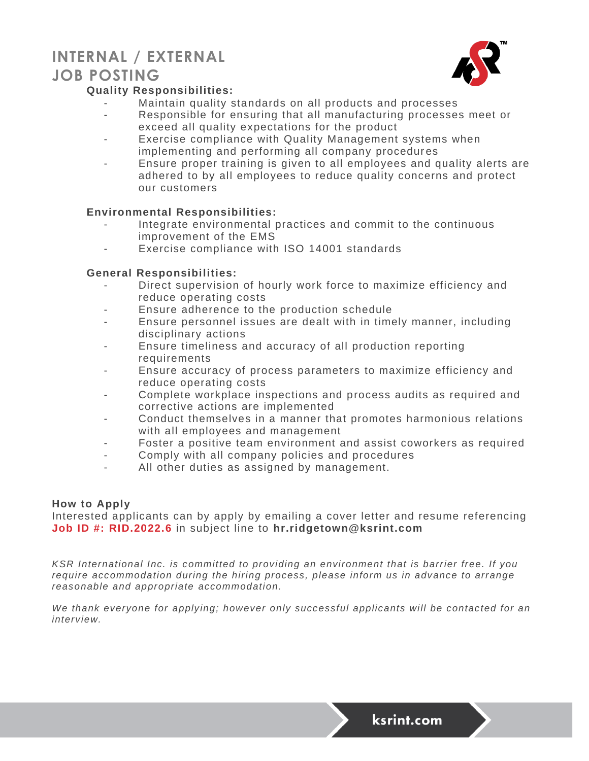# INTERNAL / EXTERNAL JOB POSTING

**Quality Responsibilities:**

- Maintain quality standards on all products and processes
- Responsible for ensuring that all manufacturing processes meet or exceed all quality expectations for the product
- Exercise compliance with Quality Management systems when implementing and performing all company procedures
- Ensure proper training is given to all employees and quality alerts are adhered to by all employees to reduce quality concerns and protect our customers

**Environmental Responsibilities:**

- Integrate environmental practices and commit to the continuous improvement of the EMS
- Exercise compliance with ISO 14001 standards

**General Responsibilities:**

- Direct supervision of hourly work force to maximize efficiency and reduce operating costs
- Ensure adherence to the production schedule
- Ensure personnel issues are dealt with in timely manner, including disciplinary actions
- Ensure timeliness and accuracy of all production reporting requirements
- Ensure accuracy of process parameters to maximize efficiency and reduce operating costs
- Complete workplace inspections and process audits as required and corrective actions are implemented
- Conduct themselves in a manner that promotes harmonious relations with all employees and management
- Foster a positive team environment and assist coworkers as required
- Comply with all company policies and procedures
- All other duties as assigned by management.

**How to Apply**

Interested applicants can by apply by emailing a cover letter and resume referencing **Job ID #: RID.2022.6** in subject line to **hr.ridgetown@ksrint.com**

*KSR International Inc. is committed to providing an environment that is barrier free. If you require accommodation during the hiring process, please inform us in advance to arrange reasonable and appropriate accommodation.*

*We thank everyone for applying; however only successful applicants will be contacted for an interview.*

ksrint.com